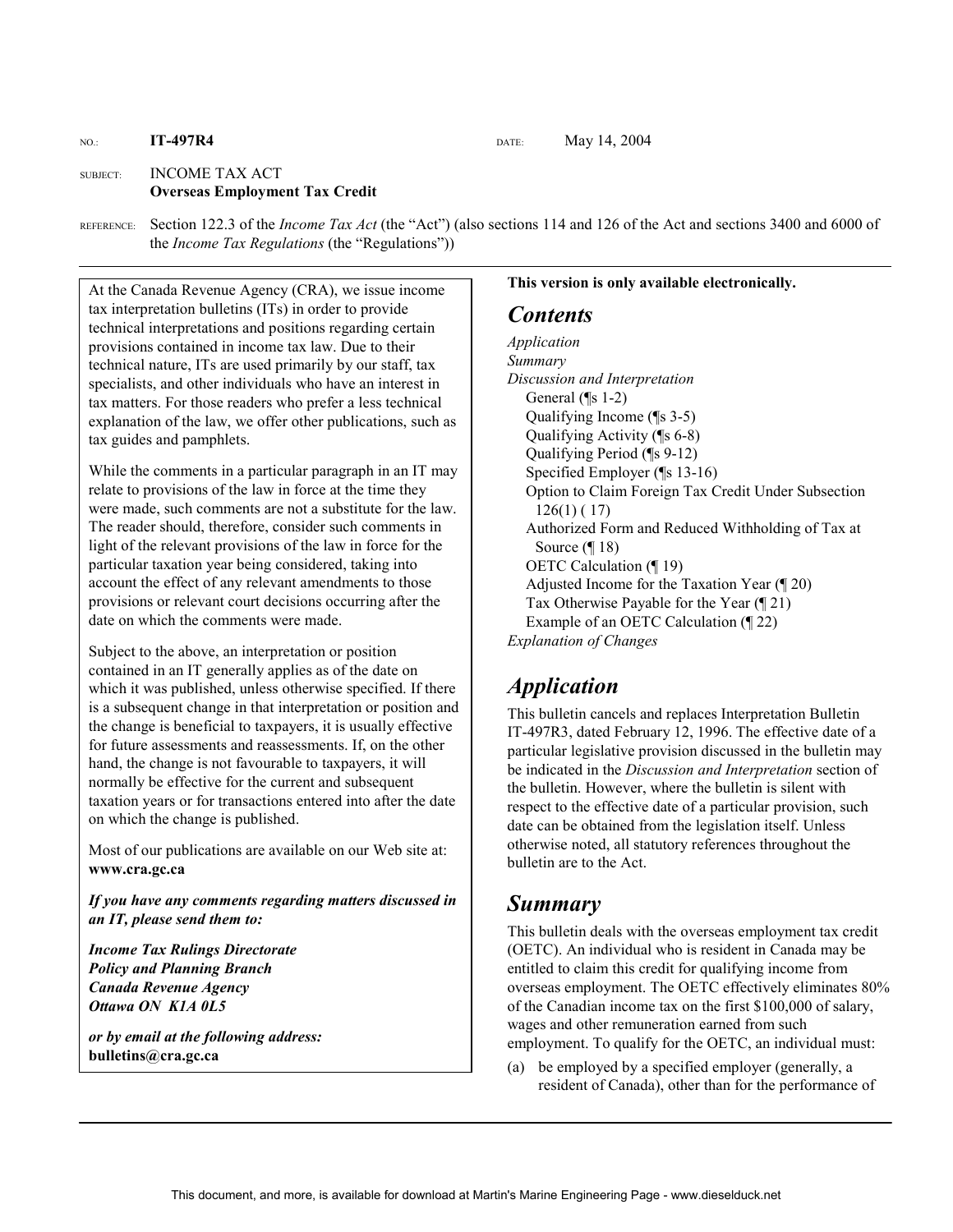NO.: **IT-497R4** DATE: May 14, 2004

SUBJECT: INCOME TAX ACT
**Overseas Employment Tax Credit**

REFERENCE: Section 122.3 of the *Income Tax Act* (the "Act") (also sections 114 and 126 of the Act and sections 3400 and 6000 of the *Income Tax Regulations* (the "Regulations"))

At the Canada Revenue Agency (CRA), we issue income tax interpretation bulletins (ITs) in order to provide technical interpretations and positions regarding certain provisions contained in income tax law. Due to their technical nature, ITs are used primarily by our staff, tax specialists, and other individuals who have an interest in tax matters. For those readers who prefer a less technical explanation of the law, we offer other publications, such as tax guides and pamphlets.

While the comments in a particular paragraph in an IT may relate to provisions of the law in force at the time they were made, such comments are not a substitute for the law. The reader should, therefore, consider such comments in light of the relevant provisions of the law in force for the particular taxation year being considered, taking into account the effect of any relevant amendments to those provisions or relevant court decisions occurring after the date on which the comments were made.

Subject to the above, an interpretation or position contained in an IT generally applies as of the date on which it was published, unless otherwise specified. If there is a subsequent change in that interpretation or position and the change is beneficial to taxpayers, it is usually effective for future assessments and reassessments. If, on the other hand, the change is not favourable to taxpayers, it will normally be effective for the current and subsequent taxation years or for transactions entered into after the date on which the change is published.

Most of our publications are available on our Web site at: **www.cra.gc.ca**

***If you have any comments regarding matters discussed in an IT, please send them to:***

***Income Tax Rulings Directorate***
***Policy and Planning Branch***
***Canada Revenue Agency***
***Ottawa ON K1A 0L5***

***or by email at the following address:***
**bulletins@cra.gc.ca**

**This version is only available electronically.**

## *Contents*

*Application*
*Summary*
*Discussion and Interpretation*
- General (¶s 1-2)
- Qualifying Income (¶s 3-5)
- Qualifying Activity (¶s 6-8)
- Qualifying Period (¶s 9-12)
- Specified Employer (¶s 13-16)
- Option to Claim Foreign Tax Credit Under Subsection 126(1) ( 17)
- Authorized Form and Reduced Withholding of Tax at Source (¶ 18)
- OETC Calculation (¶ 19)
- Adjusted Income for the Taxation Year (¶ 20)
- Tax Otherwise Payable for the Year (¶ 21)
- Example of an OETC Calculation (¶ 22)

*Explanation of Changes*

## *Application*

This bulletin cancels and replaces Interpretation Bulletin IT-497R3, dated February 12, 1996. The effective date of a particular legislative provision discussed in the bulletin may be indicated in the *Discussion and Interpretation* section of the bulletin. However, where the bulletin is silent with respect to the effective date of a particular provision, such date can be obtained from the legislation itself. Unless otherwise noted, all statutory references throughout the bulletin are to the Act.

## *Summary*

This bulletin deals with the overseas employment tax credit (OETC). An individual who is resident in Canada may be entitled to claim this credit for qualifying income from overseas employment. The OETC effectively eliminates 80% of the Canadian income tax on the first $100,000 of salary, wages and other remuneration earned from such employment. To qualify for the OETC, an individual must:

(a) be employed by a specified employer (generally, a resident of Canada), other than for the performance of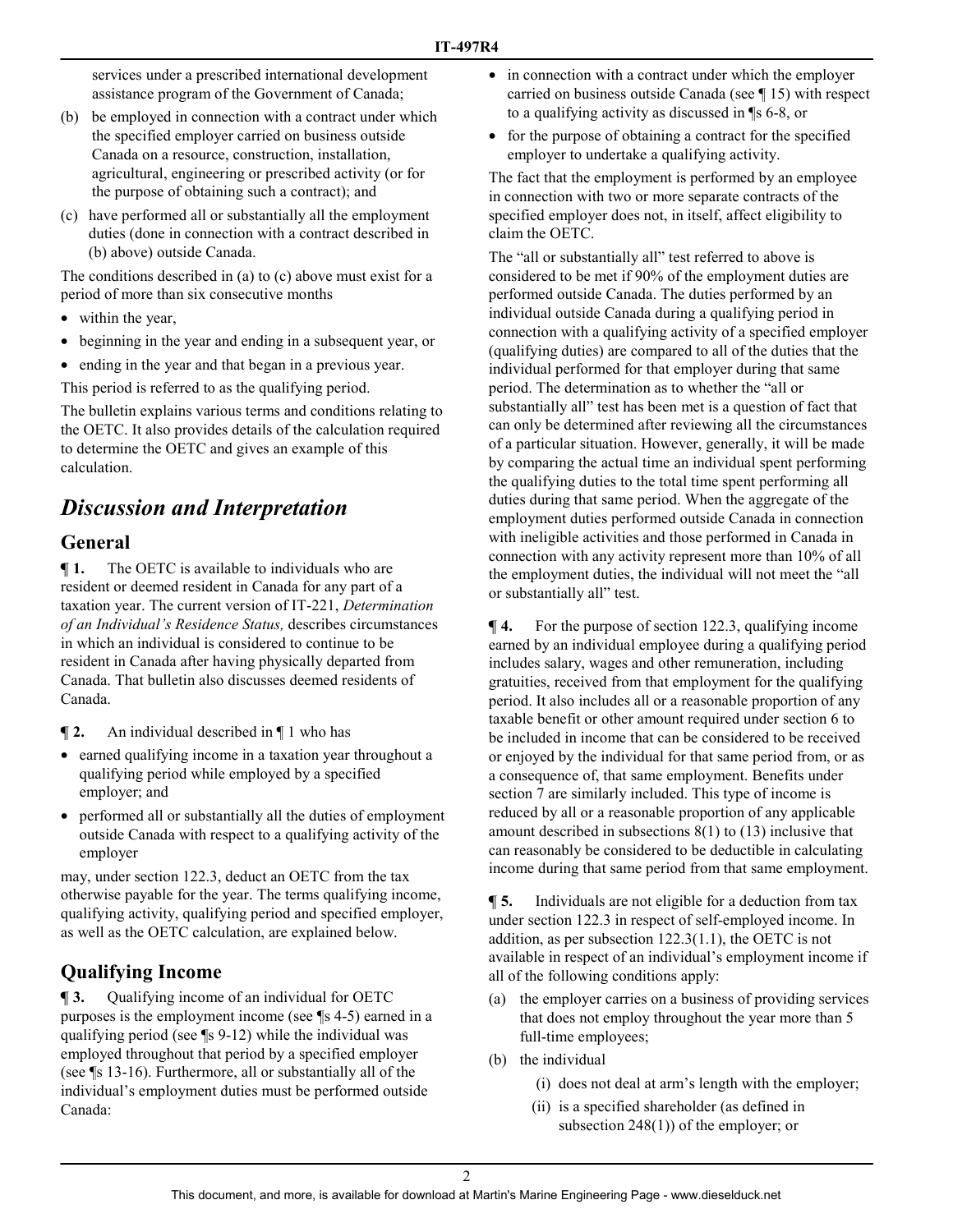services under a prescribed international development assistance program of the Government of Canada;

(b) be employed in connection with a contract under which the specified employer carried on business outside Canada on a resource, construction, installation, agricultural, engineering or prescribed activity (or for the purpose of obtaining such a contract); and

(c) have performed all or substantially all the employment duties (done in connection with a contract described in (b) above) outside Canada.

The conditions described in (a) to (c) above must exist for a period of more than six consecutive months

- within the year,
- beginning in the year and ending in a subsequent year, or
- ending in the year and that began in a previous year.

This period is referred to as the qualifying period.

The bulletin explains various terms and conditions relating to the OETC. It also provides details of the calculation required to determine the OETC and gives an example of this calculation.

# *Discussion and Interpretation*

## General

**¶ 1.** The OETC is available to individuals who are resident or deemed resident in Canada for any part of a taxation year. The current version of IT-221, *Determination of an Individual's Residence Status,* describes circumstances in which an individual is considered to continue to be resident in Canada after having physically departed from Canada. That bulletin also discusses deemed residents of Canada.

**¶ 2.** An individual described in ¶ 1 who has

- earned qualifying income in a taxation year throughout a qualifying period while employed by a specified employer; and
- performed all or substantially all the duties of employment outside Canada with respect to a qualifying activity of the employer

may, under section 122.3, deduct an OETC from the tax otherwise payable for the year. The terms qualifying income, qualifying activity, qualifying period and specified employer, as well as the OETC calculation, are explained below.

## Qualifying Income

**¶ 3.** Qualifying income of an individual for OETC purposes is the employment income (see ¶s 4-5) earned in a qualifying period (see ¶s 9-12) while the individual was employed throughout that period by a specified employer (see ¶s 13-16). Furthermore, all or substantially all of the individual's employment duties must be performed outside Canada:

- in connection with a contract under which the employer carried on business outside Canada (see ¶ 15) with respect to a qualifying activity as discussed in ¶s 6-8, or
- for the purpose of obtaining a contract for the specified employer to undertake a qualifying activity.

The fact that the employment is performed by an employee in connection with two or more separate contracts of the specified employer does not, in itself, affect eligibility to claim the OETC.

The "all or substantially all" test referred to above is considered to be met if 90% of the employment duties are performed outside Canada. The duties performed by an individual outside Canada during a qualifying period in connection with a qualifying activity of a specified employer (qualifying duties) are compared to all of the duties that the individual performed for that employer during that same period. The determination as to whether the "all or substantially all" test has been met is a question of fact that can only be determined after reviewing all the circumstances of a particular situation. However, generally, it will be made by comparing the actual time an individual spent performing the qualifying duties to the total time spent performing all duties during that same period. When the aggregate of the employment duties performed outside Canada in connection with ineligible activities and those performed in Canada in connection with any activity represent more than 10% of all the employment duties, the individual will not meet the "all or substantially all" test.

**¶ 4.** For the purpose of section 122.3, qualifying income earned by an individual employee during a qualifying period includes salary, wages and other remuneration, including gratuities, received from that employment for the qualifying period. It also includes all or a reasonable proportion of any taxable benefit or other amount required under section 6 to be included in income that can be considered to be received or enjoyed by the individual for that same period from, or as a consequence of, that same employment. Benefits under section 7 are similarly included. This type of income is reduced by all or a reasonable proportion of any applicable amount described in subsections 8(1) to (13) inclusive that can reasonably be considered to be deductible in calculating income during that same period from that same employment.

**¶ 5.** Individuals are not eligible for a deduction from tax under section 122.3 in respect of self-employed income. In addition, as per subsection 122.3(1.1), the OETC is not available in respect of an individual's employment income if all of the following conditions apply:

(a) the employer carries on a business of providing services that does not employ throughout the year more than 5 full-time employees;

(b) the individual

 (i) does not deal at arm's length with the employer;

 (ii) is a specified shareholder (as defined in subsection 248(1)) of the employer; or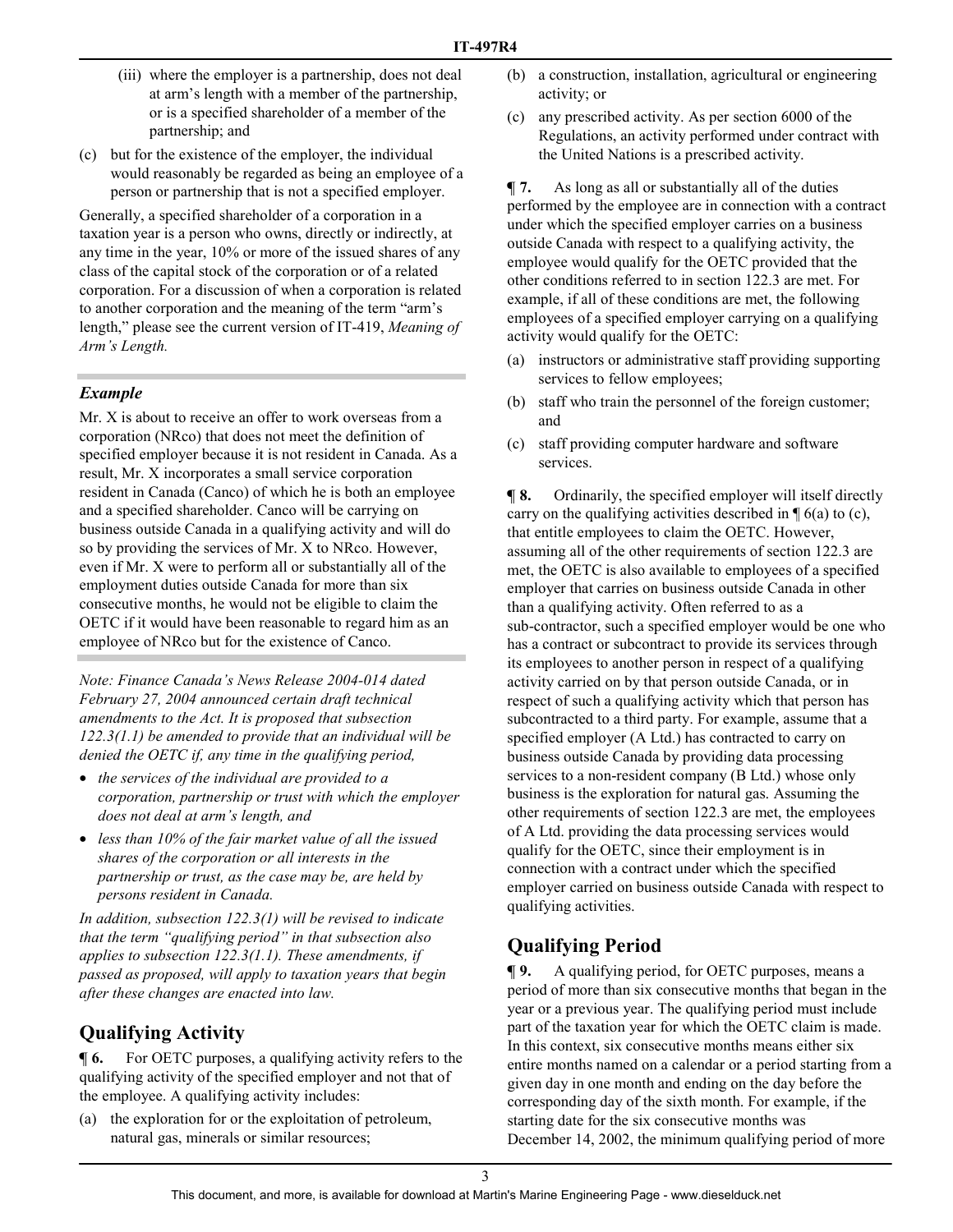(iii) where the employer is a partnership, does not deal at arm's length with a member of the partnership, or is a specified shareholder of a member of the partnership; and

(c) but for the existence of the employer, the individual would reasonably be regarded as being an employee of a person or partnership that is not a specified employer.

Generally, a specified shareholder of a corporation in a taxation year is a person who owns, directly or indirectly, at any time in the year, 10% or more of the issued shares of any class of the capital stock of the corporation or of a related corporation. For a discussion of when a corporation is related to another corporation and the meaning of the term "arm's length," please see the current version of IT-419, *Meaning of Arm's Length.*

### *Example*

Mr. X is about to receive an offer to work overseas from a corporation (NRco) that does not meet the definition of specified employer because it is not resident in Canada. As a result, Mr. X incorporates a small service corporation resident in Canada (Canco) of which he is both an employee and a specified shareholder. Canco will be carrying on business outside Canada in a qualifying activity and will do so by providing the services of Mr. X to NRco. However, even if Mr. X were to perform all or substantially all of the employment duties outside Canada for more than six consecutive months, he would not be eligible to claim the OETC if it would have been reasonable to regard him as an employee of NRco but for the existence of Canco.

*Note: Finance Canada's News Release 2004-014 dated February 27, 2004 announced certain draft technical amendments to the Act. It is proposed that subsection 122.3(1.1) be amended to provide that an individual will be denied the OETC if, any time in the qualifying period,*

- *the services of the individual are provided to a corporation, partnership or trust with which the employer does not deal at arm's length, and*
- *less than 10% of the fair market value of all the issued shares of the corporation or all interests in the partnership or trust, as the case may be, are held by persons resident in Canada.*

*In addition, subsection 122.3(1) will be revised to indicate that the term "qualifying period" in that subsection also applies to subsection 122.3(1.1). These amendments, if passed as proposed, will apply to taxation years that begin after these changes are enacted into law.*

## Qualifying Activity

**¶ 6.** For OETC purposes, a qualifying activity refers to the qualifying activity of the specified employer and not that of the employee. A qualifying activity includes:

(a) the exploration for or the exploitation of petroleum, natural gas, minerals or similar resources;

(b) a construction, installation, agricultural or engineering activity; or

(c) any prescribed activity. As per section 6000 of the Regulations, an activity performed under contract with the United Nations is a prescribed activity.

**¶ 7.** As long as all or substantially all of the duties performed by the employee are in connection with a contract under which the specified employer carries on a business outside Canada with respect to a qualifying activity, the employee would qualify for the OETC provided that the other conditions referred to in section 122.3 are met. For example, if all of these conditions are met, the following employees of a specified employer carrying on a qualifying activity would qualify for the OETC:

(a) instructors or administrative staff providing supporting services to fellow employees;

(b) staff who train the personnel of the foreign customer; and

(c) staff providing computer hardware and software services.

**¶ 8.** Ordinarily, the specified employer will itself directly carry on the qualifying activities described in ¶ 6(a) to (c), that entitle employees to claim the OETC. However, assuming all of the other requirements of section 122.3 are met, the OETC is also available to employees of a specified employer that carries on business outside Canada in other than a qualifying activity. Often referred to as a sub-contractor, such a specified employer would be one who has a contract or subcontract to provide its services through its employees to another person in respect of a qualifying activity carried on by that person outside Canada, or in respect of such a qualifying activity which that person has subcontracted to a third party. For example, assume that a specified employer (A Ltd.) has contracted to carry on business outside Canada by providing data processing services to a non-resident company (B Ltd.) whose only business is the exploration for natural gas. Assuming the other requirements of section 122.3 are met, the employees of A Ltd. providing the data processing services would qualify for the OETC, since their employment is in connection with a contract under which the specified employer carried on business outside Canada with respect to qualifying activities.

## Qualifying Period

**¶ 9.** A qualifying period, for OETC purposes, means a period of more than six consecutive months that began in the year or a previous year. The qualifying period must include part of the taxation year for which the OETC claim is made. In this context, six consecutive months means either six entire months named on a calendar or a period starting from a given day in one month and ending on the day before the corresponding day of the sixth month. For example, if the starting date for the six consecutive months was December 14, 2002, the minimum qualifying period of more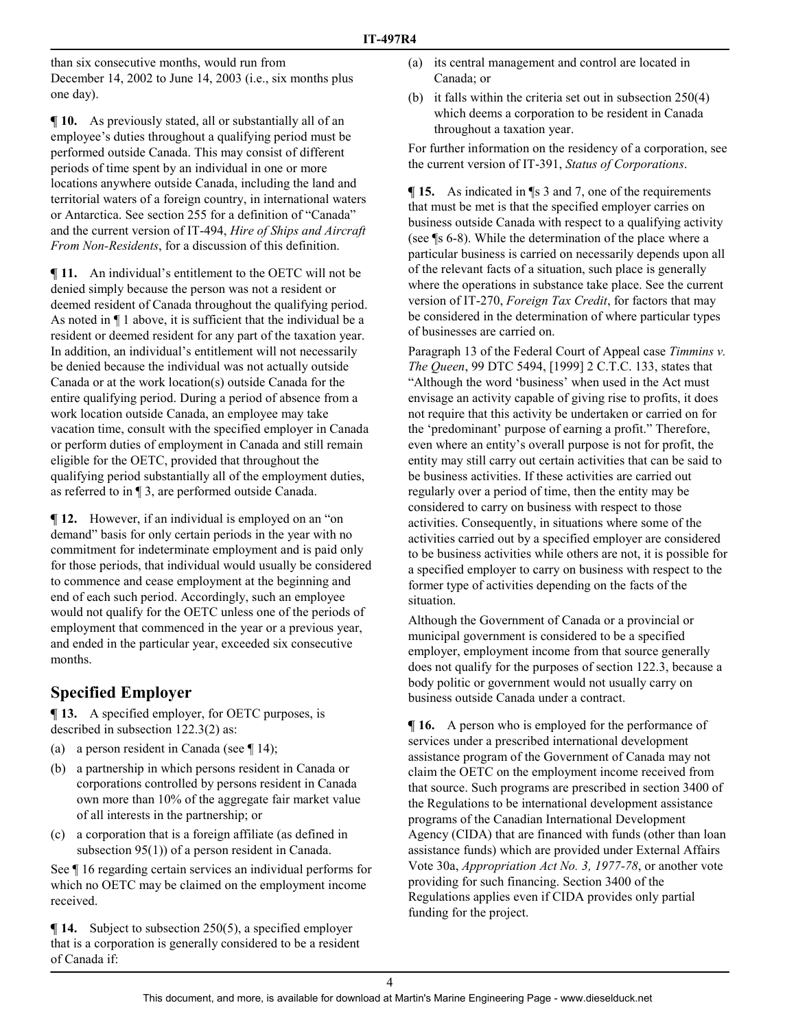than six consecutive months, would run from December 14, 2002 to June 14, 2003 (i.e., six months plus one day).

**¶ 10.** As previously stated, all or substantially all of an employee's duties throughout a qualifying period must be performed outside Canada. This may consist of different periods of time spent by an individual in one or more locations anywhere outside Canada, including the land and territorial waters of a foreign country, in international waters or Antarctica. See section 255 for a definition of "Canada" and the current version of IT-494, *Hire of Ships and Aircraft From Non-Residents*, for a discussion of this definition.

**¶ 11.** An individual's entitlement to the OETC will not be denied simply because the person was not a resident or deemed resident of Canada throughout the qualifying period. As noted in ¶ 1 above, it is sufficient that the individual be a resident or deemed resident for any part of the taxation year. In addition, an individual's entitlement will not necessarily be denied because the individual was not actually outside Canada or at the work location(s) outside Canada for the entire qualifying period. During a period of absence from a work location outside Canada, an employee may take vacation time, consult with the specified employer in Canada or perform duties of employment in Canada and still remain eligible for the OETC, provided that throughout the qualifying period substantially all of the employment duties, as referred to in ¶ 3, are performed outside Canada.

**¶ 12.** However, if an individual is employed on an "on demand" basis for only certain periods in the year with no commitment for indeterminate employment and is paid only for those periods, that individual would usually be considered to commence and cease employment at the beginning and end of each such period. Accordingly, such an employee would not qualify for the OETC unless one of the periods of employment that commenced in the year or a previous year, and ended in the particular year, exceeded six consecutive months.

## Specified Employer

**¶ 13.** A specified employer, for OETC purposes, is described in subsection 122.3(2) as:

(a) a person resident in Canada (see ¶ 14);

(b) a partnership in which persons resident in Canada or corporations controlled by persons resident in Canada own more than 10% of the aggregate fair market value of all interests in the partnership; or

(c) a corporation that is a foreign affiliate (as defined in subsection 95(1)) of a person resident in Canada.

See ¶ 16 regarding certain services an individual performs for which no OETC may be claimed on the employment income received.

**¶ 14.** Subject to subsection 250(5), a specified employer that is a corporation is generally considered to be a resident of Canada if:

(a) its central management and control are located in Canada; or

(b) it falls within the criteria set out in subsection 250(4) which deems a corporation to be resident in Canada throughout a taxation year.

For further information on the residency of a corporation, see the current version of IT-391, *Status of Corporations*.

**¶ 15.** As indicated in ¶s 3 and 7, one of the requirements that must be met is that the specified employer carries on business outside Canada with respect to a qualifying activity (see ¶s 6-8). While the determination of the place where a particular business is carried on necessarily depends upon all of the relevant facts of a situation, such place is generally where the operations in substance take place. See the current version of IT-270, *Foreign Tax Credit*, for factors that may be considered in the determination of where particular types of businesses are carried on.

Paragraph 13 of the Federal Court of Appeal case *Timmins v. The Queen*, 99 DTC 5494, [1999] 2 C.T.C. 133, states that "Although the word 'business' when used in the Act must envisage an activity capable of giving rise to profits, it does not require that this activity be undertaken or carried on for the 'predominant' purpose of earning a profit." Therefore, even where an entity's overall purpose is not for profit, the entity may still carry out certain activities that can be said to be business activities. If these activities are carried out regularly over a period of time, then the entity may be considered to carry on business with respect to those activities. Consequently, in situations where some of the activities carried out by a specified employer are considered to be business activities while others are not, it is possible for a specified employer to carry on business with respect to the former type of activities depending on the facts of the situation.

Although the Government of Canada or a provincial or municipal government is considered to be a specified employer, employment income from that source generally does not qualify for the purposes of section 122.3, because a body politic or government would not usually carry on business outside Canada under a contract.

**¶ 16.** A person who is employed for the performance of services under a prescribed international development assistance program of the Government of Canada may not claim the OETC on the employment income received from that source. Such programs are prescribed in section 3400 of the Regulations to be international development assistance programs of the Canadian International Development Agency (CIDA) that are financed with funds (other than loan assistance funds) which are provided under External Affairs Vote 30a, *Appropriation Act No. 3, 1977-78*, or another vote providing for such financing. Section 3400 of the Regulations applies even if CIDA provides only partial funding for the project.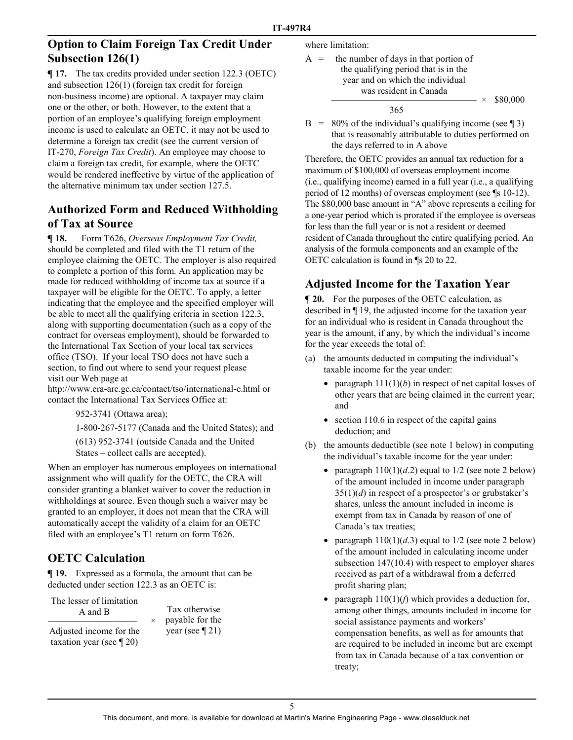## Option to Claim Foreign Tax Credit Under Subsection 126(1)

**¶ 17.** The tax credits provided under section 122.3 (OETC) and subsection 126(1) (foreign tax credit for foreign non-business income) are optional. A taxpayer may claim one or the other, or both. However, to the extent that a portion of an employee's qualifying foreign employment income is used to calculate an OETC, it may not be used to determine a foreign tax credit (see the current version of IT-270, *Foreign Tax Credit*). An employee may choose to claim a foreign tax credit, for example, where the OETC would be rendered ineffective by virtue of the application of the alternative minimum tax under section 127.5.

## Authorized Form and Reduced Withholding of Tax at Source

**¶ 18.** Form T626, *Overseas Employment Tax Credit,* should be completed and filed with the T1 return of the employee claiming the OETC. The employer is also required to complete a portion of this form. An application may be made for reduced withholding of income tax at source if a taxpayer will be eligible for the OETC. To apply, a letter indicating that the employee and the specified employer will be able to meet all the qualifying criteria in section 122.3, along with supporting documentation (such as a copy of the contract for overseas employment), should be forwarded to the International Tax Section of your local tax services office (TSO). If your local TSO does not have such a section, to find out where to send your request please visit our Web page at http://www.cra-arc.gc.ca/contact/tso/international-e.html or contact the International Tax Services Office at:

952-3741 (Ottawa area);

1-800-267-5177 (Canada and the United States); and

(613) 952-3741 (outside Canada and the United States – collect calls are accepted).

When an employer has numerous employees on international assignment who will qualify for the OETC, the CRA will consider granting a blanket waiver to cover the reduction in withholdings at source. Even though such a waiver may be granted to an employer, it does not mean that the CRA will automatically accept the validity of a claim for an OETC filed with an employee's T1 return on form T626.

## OETC Calculation

**¶ 19.** Expressed as a formula, the amount that can be deducted under section 122.3 as an OETC is:

$$\frac{\text{The lesser of limitation A and B}}{\text{Adjusted income for the taxation year (see ¶ 20)}} \times \text{Tax otherwise payable for the year (see ¶ 21)}$$

where limitation:

$$A = \frac{\text{the number of days in that portion of the qualifying period that is in the year and on which the individual was resident in Canada}}{365} \times \$80{,}000$$

B = 80% of the individual's qualifying income (see ¶ 3) that is reasonably attributable to duties performed on the days referred to in A above

Therefore, the OETC provides an annual tax reduction for a maximum of $100,000 of overseas employment income (i.e., qualifying income) earned in a full year (i.e., a qualifying period of 12 months) of overseas employment (see ¶s 10-12). The $80,000 base amount in "A" above represents a ceiling for a one-year period which is prorated if the employee is overseas for less than the full year or is not a resident or deemed resident of Canada throughout the entire qualifying period. An analysis of the formula components and an example of the OETC calculation is found in ¶s 20 to 22.

## Adjusted Income for the Taxation Year

**¶ 20.** For the purposes of the OETC calculation, as described in ¶ 19, the adjusted income for the taxation year for an individual who is resident in Canada throughout the year is the amount, if any, by which the individual's income for the year exceeds the total of:

(a) the amounts deducted in computing the individual's taxable income for the year under:

- paragraph 111(1)(*b*) in respect of net capital losses of other years that are being claimed in the current year; and
- section 110.6 in respect of the capital gains deduction; and

(b) the amounts deductible (see note 1 below) in computing the individual's taxable income for the year under:

- paragraph 110(1)(*d*.2) equal to 1/2 (see note 2 below) of the amount included in income under paragraph 35(1)(*d*) in respect of a prospector's or grubstaker's shares, unless the amount included in income is exempt from tax in Canada by reason of one of Canada's tax treaties;
- paragraph 110(1)(*d*.3) equal to 1/2 (see note 2 below) of the amount included in calculating income under subsection 147(10.4) with respect to employer shares received as part of a withdrawal from a deferred profit sharing plan;
- paragraph 110(1)(*f*) which provides a deduction for, among other things, amounts included in income for social assistance payments and workers' compensation benefits, as well as for amounts that are required to be included in income but are exempt from tax in Canada because of a tax convention or treaty;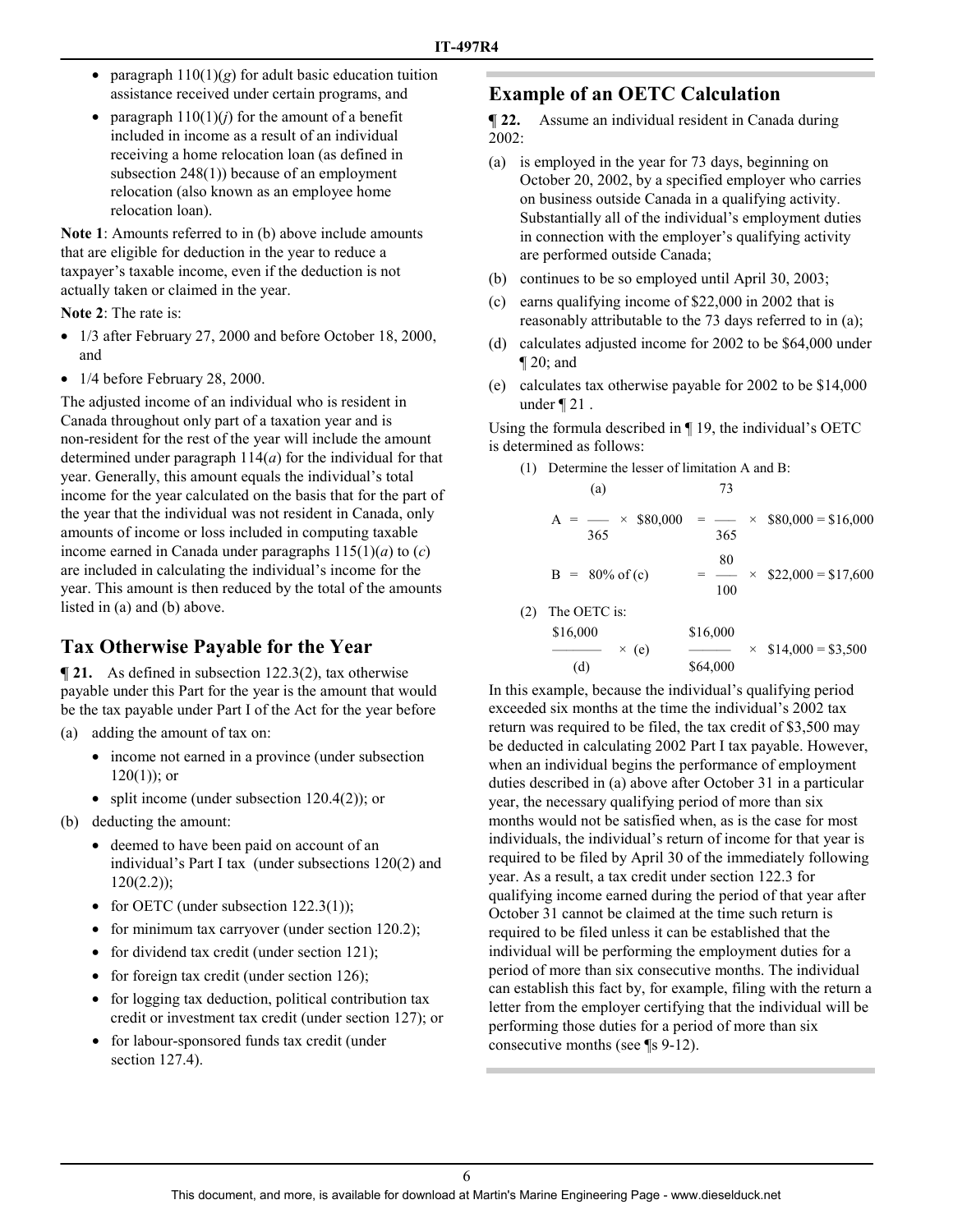- paragraph 110(1)(*g*) for adult basic education tuition assistance received under certain programs, and
- paragraph 110(1)(*j*) for the amount of a benefit included in income as a result of an individual receiving a home relocation loan (as defined in subsection 248(1)) because of an employment relocation (also known as an employee home relocation loan).

**Note 1**: Amounts referred to in (b) above include amounts that are eligible for deduction in the year to reduce a taxpayer's taxable income, even if the deduction is not actually taken or claimed in the year.

**Note 2**: The rate is:

- 1/3 after February 27, 2000 and before October 18, 2000, and
- 1/4 before February 28, 2000.

The adjusted income of an individual who is resident in Canada throughout only part of a taxation year and is non-resident for the rest of the year will include the amount determined under paragraph 114(*a*) for the individual for that year. Generally, this amount equals the individual's total income for the year calculated on the basis that for the part of the year that the individual was not resident in Canada, only amounts of income or loss included in computing taxable income earned in Canada under paragraphs 115(1)(*a*) to (*c*) are included in calculating the individual's income for the year. This amount is then reduced by the total of the amounts listed in (a) and (b) above.

## Tax Otherwise Payable for the Year

**¶ 21.** As defined in subsection 122.3(2), tax otherwise payable under this Part for the year is the amount that would be the tax payable under Part I of the Act for the year before

(a) adding the amount of tax on:

- income not earned in a province (under subsection 120(1)); or
- split income (under subsection 120.4(2)); or

(b) deducting the amount:

- deemed to have been paid on account of an individual's Part I tax (under subsections 120(2) and 120(2.2));
- for OETC (under subsection 122.3(1));
- for minimum tax carryover (under section 120.2);
- for dividend tax credit (under section 121);
- for foreign tax credit (under section 126);
- for logging tax deduction, political contribution tax credit or investment tax credit (under section 127); or
- for labour-sponsored funds tax credit (under section 127.4).

## Example of an OETC Calculation

**¶ 22.** Assume an individual resident in Canada during 2002:

(a) is employed in the year for 73 days, beginning on October 20, 2002, by a specified employer who carries on business outside Canada in a qualifying activity. Substantially all of the individual's employment duties in connection with the employer's qualifying activity are performed outside Canada;

(b) continues to be so employed until April 30, 2003;

(c) earns qualifying income of \$22,000 in 2002 that is reasonably attributable to the 73 days referred to in (a);

(d) calculates adjusted income for 2002 to be \$64,000 under ¶ 20; and

(e) calculates tax otherwise payable for 2002 to be \$14,000 under ¶ 21 .

Using the formula described in ¶ 19, the individual's OETC is determined as follows:

(1) Determine the lesser of limitation A and B:

$$A = \frac{(a)}{365} \times \$80{,}000 = \frac{73}{365} \times \$80{,}000 = \$16{,}000$$

$$B = 80\% \text{ of } (c) = \frac{80}{100} \times \$22{,}000 = \$17{,}600$$

(2) The OETC is:

$$\frac{\$16{,}000}{(d)} \times (e) \qquad \frac{\$16{,}000}{\$64{,}000} \times \$14{,}000 = \$3{,}500$$

In this example, because the individual's qualifying period exceeded six months at the time the individual's 2002 tax return was required to be filed, the tax credit of \$3,500 may be deducted in calculating 2002 Part I tax payable. However, when an individual begins the performance of employment duties described in (a) above after October 31 in a particular year, the necessary qualifying period of more than six months would not be satisfied when, as is the case for most individuals, the individual's return of income for that year is required to be filed by April 30 of the immediately following year. As a result, a tax credit under section 122.3 for qualifying income earned during the period of that year after October 31 cannot be claimed at the time such return is required to be filed unless it can be established that the individual will be performing the employment duties for a period of more than six consecutive months. The individual can establish this fact by, for example, filing with the return a letter from the employer certifying that the individual will be performing those duties for a period of more than six consecutive months (see ¶s 9-12).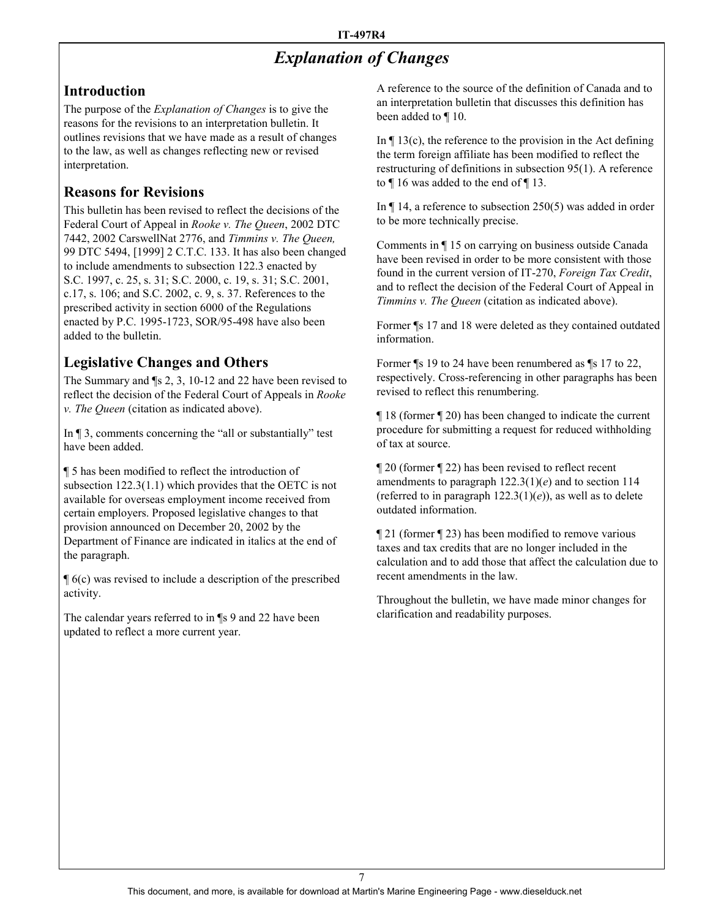# *Explanation of Changes*

## Introduction

The purpose of the *Explanation of Changes* is to give the reasons for the revisions to an interpretation bulletin. It outlines revisions that we have made as a result of changes to the law, as well as changes reflecting new or revised interpretation.

## Reasons for Revisions

This bulletin has been revised to reflect the decisions of the Federal Court of Appeal in *Rooke v. The Queen*, 2002 DTC 7442, 2002 CarswellNat 2776, and *Timmins v. The Queen,* 99 DTC 5494, [1999] 2 C.T.C. 133. It has also been changed to include amendments to subsection 122.3 enacted by S.C. 1997, c. 25, s. 31; S.C. 2000, c. 19, s. 31; S.C. 2001, c.17, s. 106; and S.C. 2002, c. 9, s. 37. References to the prescribed activity in section 6000 of the Regulations enacted by P.C. 1995-1723, SOR/95-498 have also been added to the bulletin.

## Legislative Changes and Others

The Summary and ¶s 2, 3, 10-12 and 22 have been revised to reflect the decision of the Federal Court of Appeals in *Rooke v. The Queen* (citation as indicated above).

In ¶ 3, comments concerning the "all or substantially" test have been added.

¶ 5 has been modified to reflect the introduction of subsection 122.3(1.1) which provides that the OETC is not available for overseas employment income received from certain employers. Proposed legislative changes to that provision announced on December 20, 2002 by the Department of Finance are indicated in italics at the end of the paragraph.

¶ 6(c) was revised to include a description of the prescribed activity.

The calendar years referred to in ¶s 9 and 22 have been updated to reflect a more current year.

A reference to the source of the definition of Canada and to an interpretation bulletin that discusses this definition has been added to ¶ 10.

In ¶ 13(c), the reference to the provision in the Act defining the term foreign affiliate has been modified to reflect the restructuring of definitions in subsection 95(1). A reference to ¶ 16 was added to the end of ¶ 13.

In ¶ 14, a reference to subsection 250(5) was added in order to be more technically precise.

Comments in ¶ 15 on carrying on business outside Canada have been revised in order to be more consistent with those found in the current version of IT-270, *Foreign Tax Credit*, and to reflect the decision of the Federal Court of Appeal in *Timmins v. The Queen* (citation as indicated above).

Former ¶s 17 and 18 were deleted as they contained outdated information.

Former ¶s 19 to 24 have been renumbered as ¶s 17 to 22, respectively. Cross-referencing in other paragraphs has been revised to reflect this renumbering.

¶ 18 (former ¶ 20) has been changed to indicate the current procedure for submitting a request for reduced withholding of tax at source.

¶ 20 (former ¶ 22) has been revised to reflect recent amendments to paragraph 122.3(1)(*e*) and to section 114 (referred to in paragraph 122.3(1)(*e*)), as well as to delete outdated information.

¶ 21 (former ¶ 23) has been modified to remove various taxes and tax credits that are no longer included in the calculation and to add those that affect the calculation due to recent amendments in the law.

Throughout the bulletin, we have made minor changes for clarification and readability purposes.